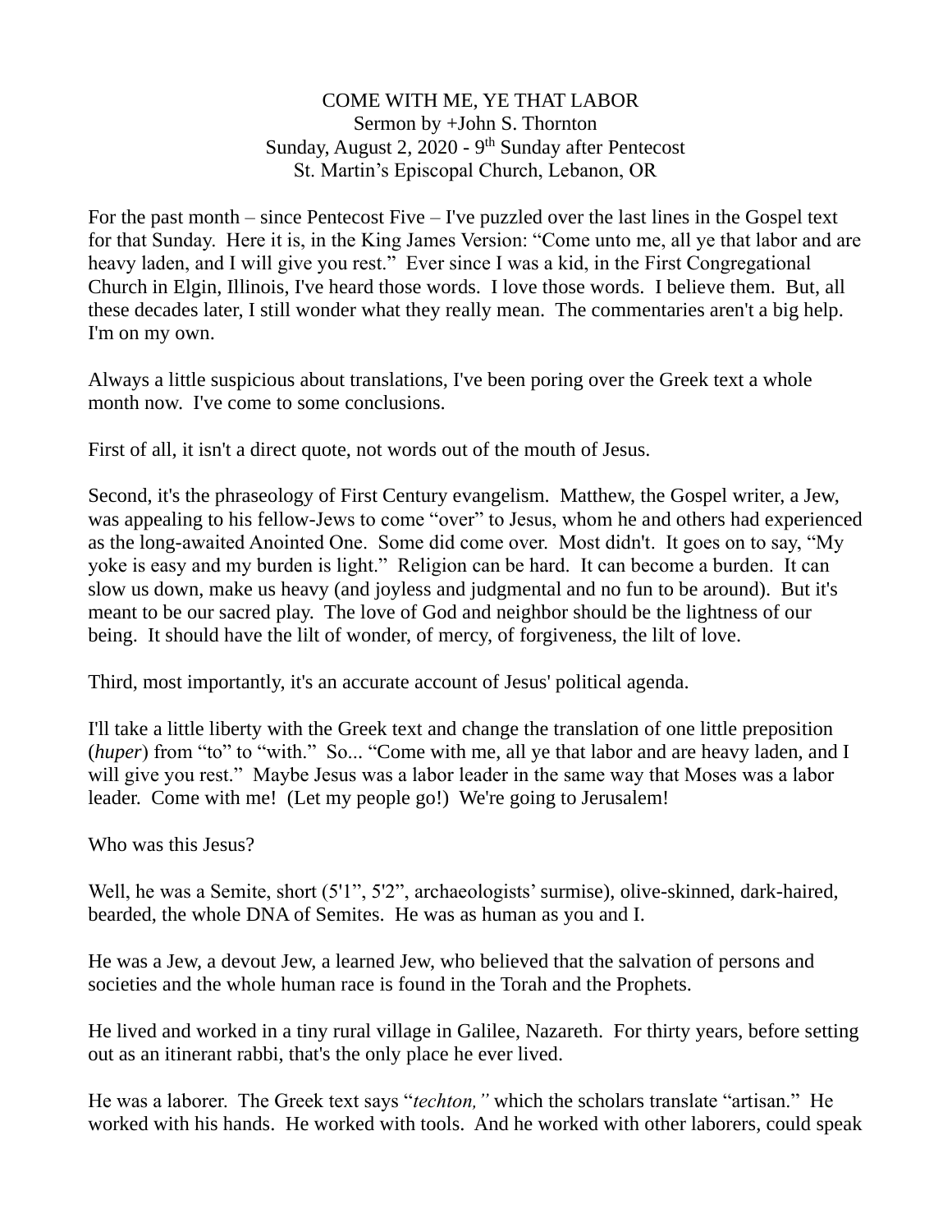# COME WITH ME, YE THAT LABOR

Sermon by +John S. Thornton
Sunday, August 2, 2020 - 9th Sunday after Pentecost
St. Martin's Episcopal Church, Lebanon, OR

For the past month – since Pentecost Five – I've puzzled over the last lines in the Gospel text for that Sunday. Here it is, in the King James Version: "Come unto me, all ye that labor and are heavy laden, and I will give you rest." Ever since I was a kid, in the First Congregational Church in Elgin, Illinois, I've heard those words. I love those words. I believe them. But, all these decades later, I still wonder what they really mean. The commentaries aren't a big help. I'm on my own.

Always a little suspicious about translations, I've been poring over the Greek text a whole month now. I've come to some conclusions.

First of all, it isn't a direct quote, not words out of the mouth of Jesus.

Second, it's the phraseology of First Century evangelism. Matthew, the Gospel writer, a Jew, was appealing to his fellow-Jews to come "over" to Jesus, whom he and others had experienced as the long-awaited Anointed One. Some did come over. Most didn't. It goes on to say, "My yoke is easy and my burden is light." Religion can be hard. It can become a burden. It can slow us down, make us heavy (and joyless and judgmental and no fun to be around). But it's meant to be our sacred play. The love of God and neighbor should be the lightness of our being. It should have the lilt of wonder, of mercy, of forgiveness, the lilt of love.

Third, most importantly, it's an accurate account of Jesus' political agenda.

I'll take a little liberty with the Greek text and change the translation of one little preposition (*huper*) from "to" to "with." So... "Come with me, all ye that labor and are heavy laden, and I will give you rest." Maybe Jesus was a labor leader in the same way that Moses was a labor leader. Come with me! (Let my people go!) We're going to Jerusalem!

Who was this Jesus?

Well, he was a Semite, short (5'1", 5'2", archaeologists' surmise), olive-skinned, dark-haired, bearded, the whole DNA of Semites. He was as human as you and I.

He was a Jew, a devout Jew, a learned Jew, who believed that the salvation of persons and societies and the whole human race is found in the Torah and the Prophets.

He lived and worked in a tiny rural village in Galilee, Nazareth. For thirty years, before setting out as an itinerant rabbi, that's the only place he ever lived.

He was a laborer. The Greek text says "*techton,*" which the scholars translate "artisan." He worked with his hands. He worked with tools. And he worked with other laborers, could speak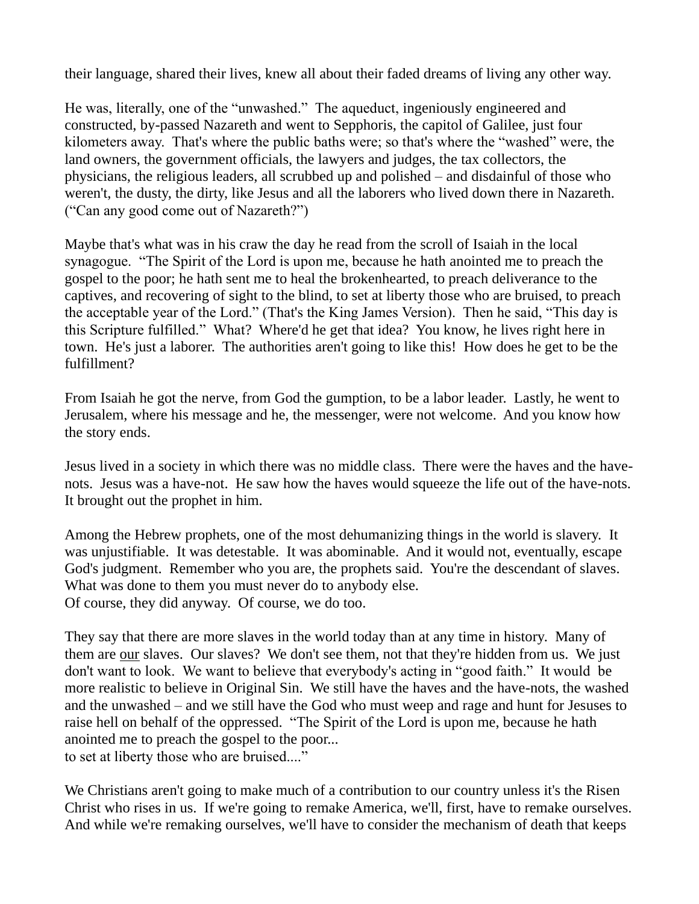their language, shared their lives, knew all about their faded dreams of living any other way.

He was, literally, one of the "unwashed." The aqueduct, ingeniously engineered and constructed, by-passed Nazareth and went to Sepphoris, the capitol of Galilee, just four kilometers away. That's where the public baths were; so that's where the "washed" were, the land owners, the government officials, the lawyers and judges, the tax collectors, the physicians, the religious leaders, all scrubbed up and polished – and disdainful of those who weren't, the dusty, the dirty, like Jesus and all the laborers who lived down there in Nazareth. ("Can any good come out of Nazareth?")

Maybe that's what was in his craw the day he read from the scroll of Isaiah in the local synagogue. "The Spirit of the Lord is upon me, because he hath anointed me to preach the gospel to the poor; he hath sent me to heal the brokenhearted, to preach deliverance to the captives, and recovering of sight to the blind, to set at liberty those who are bruised, to preach the acceptable year of the Lord." (That's the King James Version). Then he said, "This day is this Scripture fulfilled." What? Where'd he get that idea? You know, he lives right here in town. He's just a laborer. The authorities aren't going to like this! How does he get to be the fulfillment?

From Isaiah he got the nerve, from God the gumption, to be a labor leader. Lastly, he went to Jerusalem, where his message and he, the messenger, were not welcome. And you know how the story ends.

Jesus lived in a society in which there was no middle class. There were the haves and the have-nots. Jesus was a have-not. He saw how the haves would squeeze the life out of the have-nots. It brought out the prophet in him.

Among the Hebrew prophets, one of the most dehumanizing things in the world is slavery. It was unjustifiable. It was detestable. It was abominable. And it would not, eventually, escape God's judgment. Remember who you are, the prophets said. You're the descendant of slaves. What was done to them you must never do to anybody else.
Of course, they did anyway. Of course, we do too.

They say that there are more slaves in the world today than at any time in history. Many of them are <u>our</u> slaves. Our slaves? We don't see them, not that they're hidden from us. We just don't want to look. We want to believe that everybody's acting in "good faith." It would be more realistic to believe in Original Sin. We still have the haves and the have-nots, the washed and the unwashed – and we still have the God who must weep and rage and hunt for Jesuses to raise hell on behalf of the oppressed. "The Spirit of the Lord is upon me, because he hath anointed me to preach the gospel to the poor...
to set at liberty those who are bruised...."

We Christians aren't going to make much of a contribution to our country unless it's the Risen Christ who rises in us. If we're going to remake America, we'll, first, have to remake ourselves. And while we're remaking ourselves, we'll have to consider the mechanism of death that keeps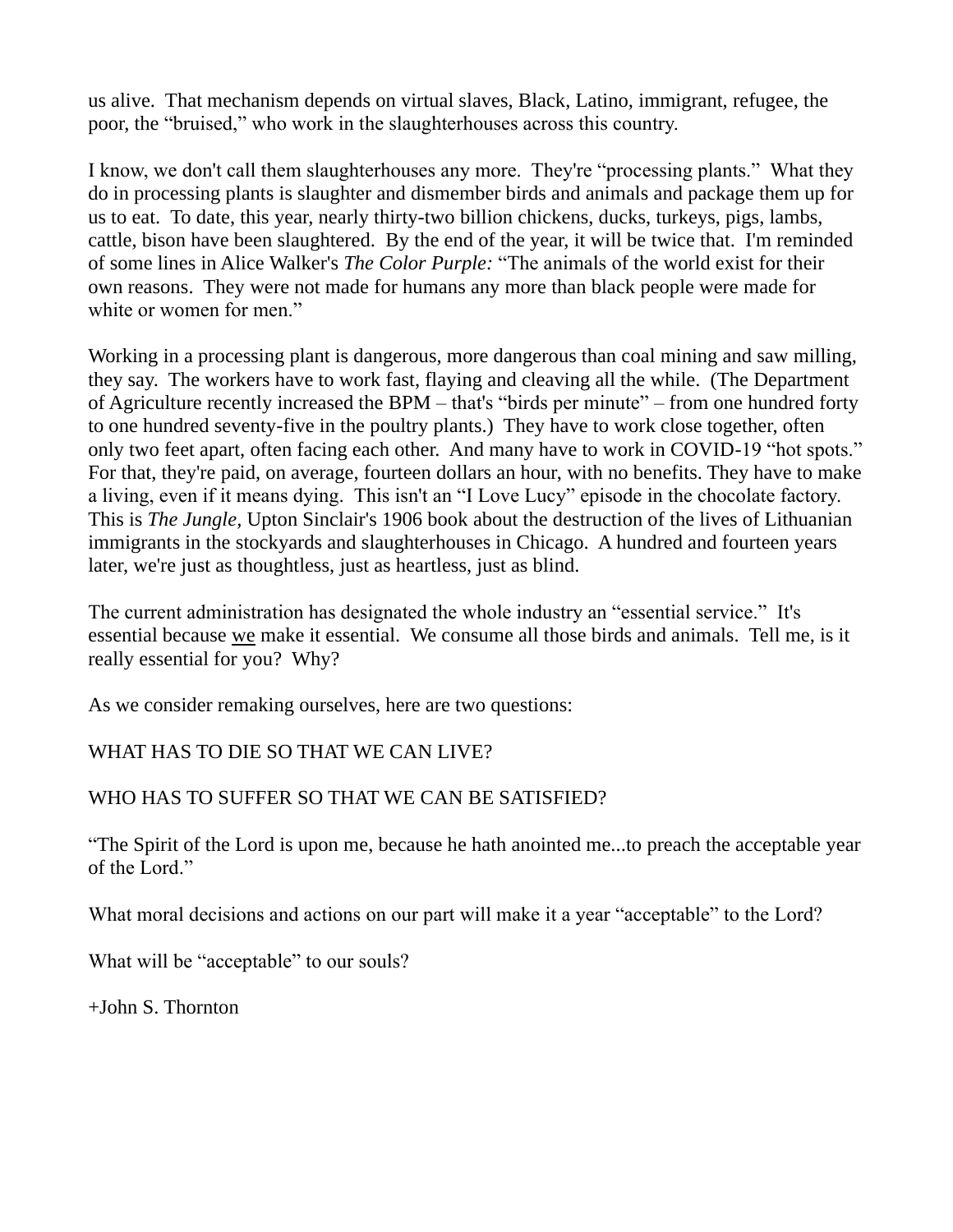us alive. That mechanism depends on virtual slaves, Black, Latino, immigrant, refugee, the poor, the "bruised," who work in the slaughterhouses across this country.

I know, we don't call them slaughterhouses any more. They're "processing plants." What they do in processing plants is slaughter and dismember birds and animals and package them up for us to eat. To date, this year, nearly thirty-two billion chickens, ducks, turkeys, pigs, lambs, cattle, bison have been slaughtered. By the end of the year, it will be twice that. I'm reminded of some lines in Alice Walker's *The Color Purple:* "The animals of the world exist for their own reasons. They were not made for humans any more than black people were made for white or women for men."

Working in a processing plant is dangerous, more dangerous than coal mining and saw milling, they say. The workers have to work fast, flaying and cleaving all the while. (The Department of Agriculture recently increased the BPM – that's "birds per minute" – from one hundred forty to one hundred seventy-five in the poultry plants.) They have to work close together, often only two feet apart, often facing each other. And many have to work in COVID-19 "hot spots." For that, they're paid, on average, fourteen dollars an hour, with no benefits. They have to make a living, even if it means dying. This isn't an "I Love Lucy" episode in the chocolate factory. This is *The Jungle,* Upton Sinclair's 1906 book about the destruction of the lives of Lithuanian immigrants in the stockyards and slaughterhouses in Chicago. A hundred and fourteen years later, we're just as thoughtless, just as heartless, just as blind.

The current administration has designated the whole industry an "essential service." It's essential because <u>we</u> make it essential. We consume all those birds and animals. Tell me, is it really essential for you? Why?

As we consider remaking ourselves, here are two questions:

WHAT HAS TO DIE SO THAT WE CAN LIVE?

WHO HAS TO SUFFER SO THAT WE CAN BE SATISFIED?

"The Spirit of the Lord is upon me, because he hath anointed me...to preach the acceptable year of the Lord."

What moral decisions and actions on our part will make it a year "acceptable" to the Lord?

What will be "acceptable" to our souls?

+John S. Thornton